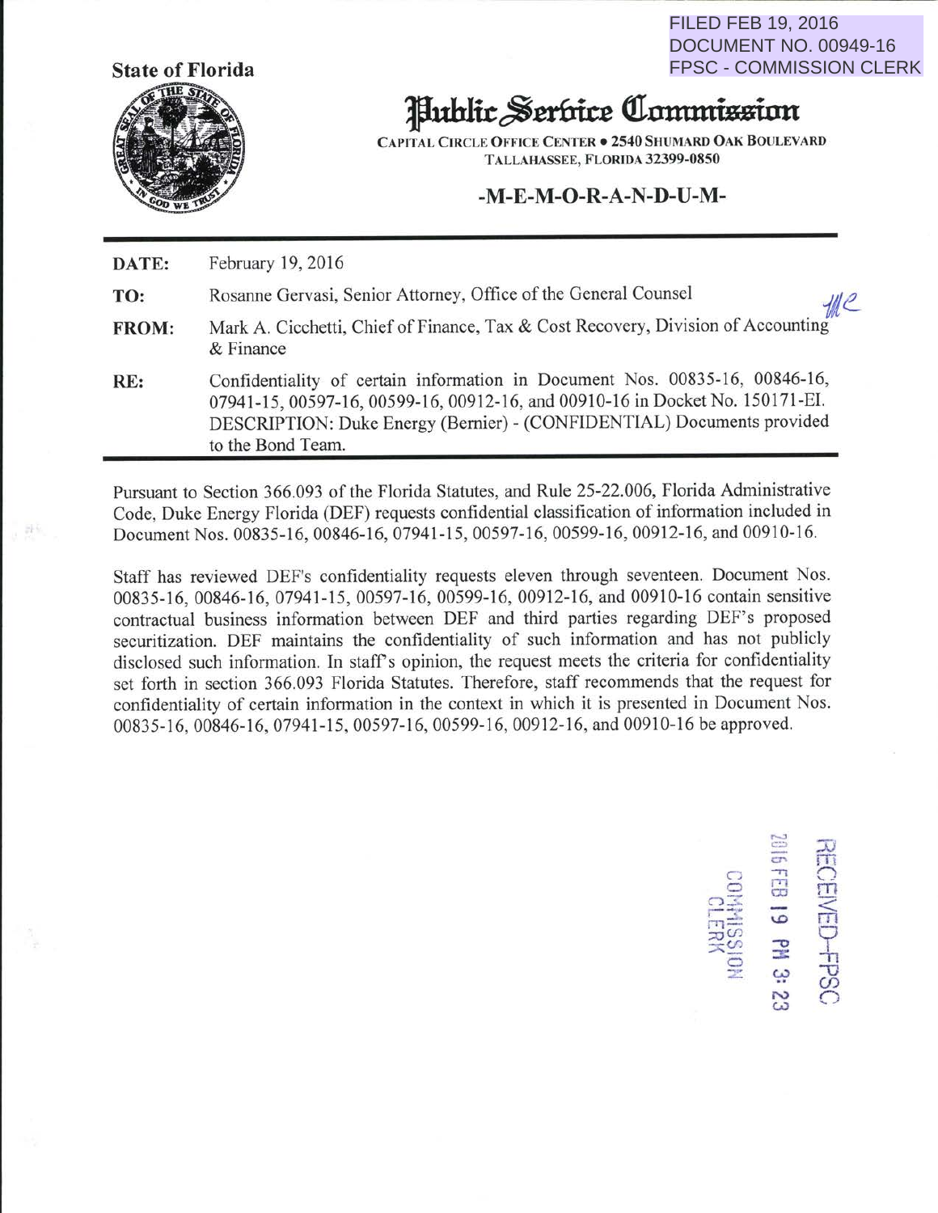FILED FEB 19, 2016
DOCUMENT NO. 00949-16
FPSC - COMMISSION CLERK

**State of Florida**

# Public Service Commission

CAPITAL CIRCLE OFFICE CENTER • 2540 SHUMARD OAK BOULEVARD
TALLAHASSEE, FLORIDA 32399-0850

**-M-E-M-O-R-A-N-D-U-M-**

| | |
|---|---|
| **DATE:** | February 19, 2016 |
| **TO:** | Rosanne Gervasi, Senior Attorney, Office of the General Counsel |
| **FROM:** | Mark A. Cicchetti, Chief of Finance, Tax & Cost Recovery, Division of Accounting & Finance |
| **RE:** | Confidentiality of certain information in Document Nos. 00835-16, 00846-16, 07941-15, 00597-16, 00599-16, 00912-16, and 00910-16 in Docket No. 150171-EI. DESCRIPTION: Duke Energy (Bernier) - (CONFIDENTIAL) Documents provided to the Bond Team. |

Pursuant to Section 366.093 of the Florida Statutes, and Rule 25-22.006, Florida Administrative Code, Duke Energy Florida (DEF) requests confidential classification of information included in Document Nos. 00835-16, 00846-16, 07941-15, 00597-16, 00599-16, 00912-16, and 00910-16.

Staff has reviewed DEF's confidentiality requests eleven through seventeen. Document Nos. 00835-16, 00846-16, 07941-15, 00597-16, 00599-16, 00912-16, and 00910-16 contain sensitive contractual business information between DEF and third parties regarding DEF's proposed securitization. DEF maintains the confidentiality of such information and has not publicly disclosed such information. In staff's opinion, the request meets the criteria for confidentiality set forth in section 366.093 Florida Statutes. Therefore, staff recommends that the request for confidentiality of certain information in the context in which it is presented in Document Nos. 00835-16, 00846-16, 07941-15, 00597-16, 00599-16, 00912-16, and 00910-16 be approved.

RECEIVED-FPSC
2016 FEB 19 PM 3: 23
COMMISSION CLERK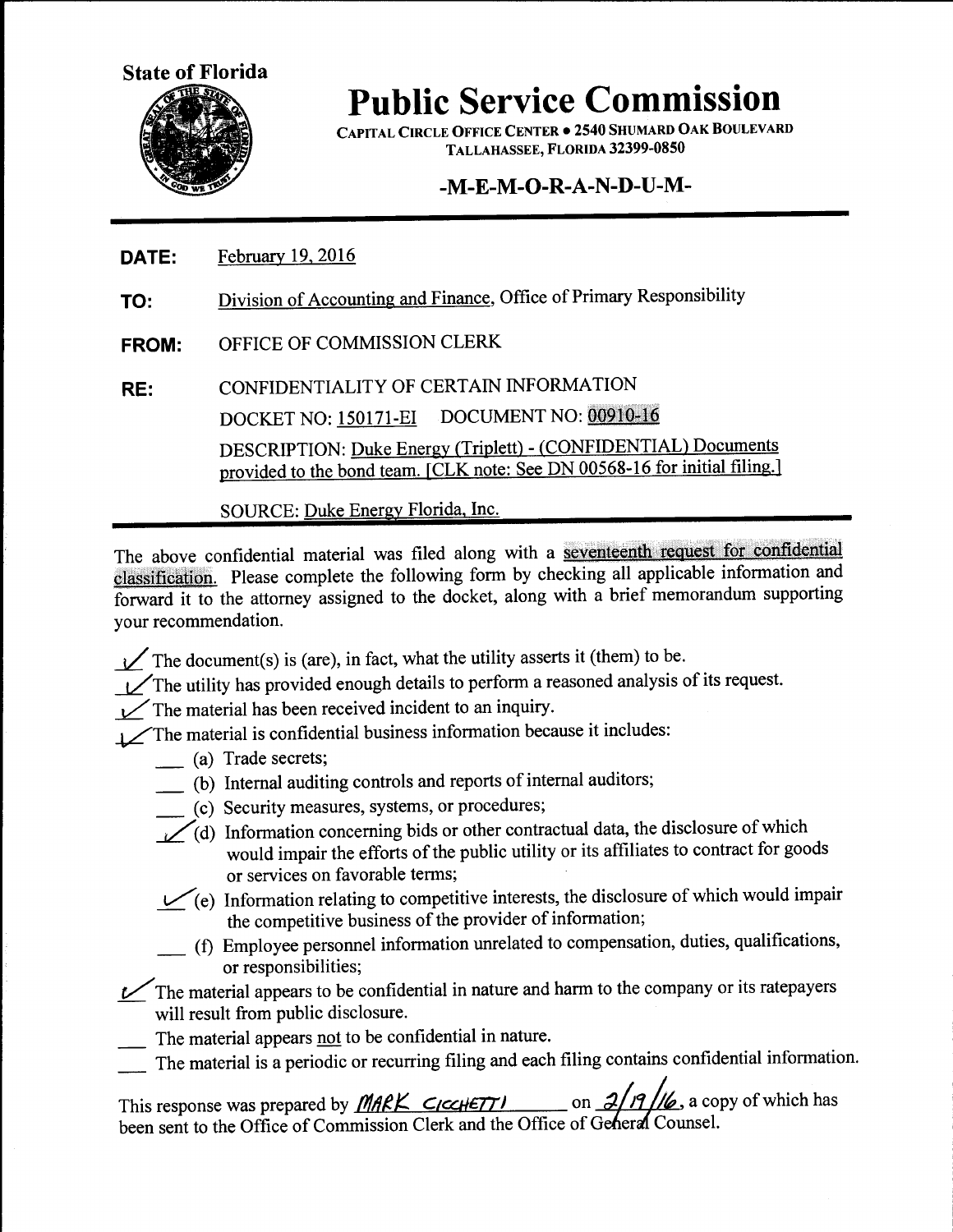State of Florida

# Public Service Commission

CAPITAL CIRCLE OFFICE CENTER • 2540 SHUMARD OAK BOULEVARD
TALLAHASSEE, FLORIDA 32399-0850

## -M-E-M-O-R-A-N-D-U-M-

---

**DATE:** February 19, 2016

**TO:** Division of Accounting and Finance, Office of Primary Responsibility

**FROM:** OFFICE OF COMMISSION CLERK

**RE:** CONFIDENTIALITY OF CERTAIN INFORMATION

DOCKET NO: 150171-EI DOCUMENT NO: 00910-16

DESCRIPTION: Duke Energy (Triplett) - (CONFIDENTIAL) Documents provided to the bond team. [CLK note: See DN 00568-16 for initial filing.]

SOURCE: Duke Energy Florida, Inc.

---

The above confidential material was filed along with a seventeenth request for confidential classification. Please complete the following form by checking all applicable information and forward it to the attorney assigned to the docket, along with a brief memorandum supporting your recommendation.

✓ The document(s) is (are), in fact, what the utility asserts it (them) to be.

✓ The utility has provided enough details to perform a reasoned analysis of its request.

✓ The material has been received incident to an inquiry.

✓ The material is confidential business information because it includes:

- ___ (a) Trade secrets;
- ___ (b) Internal auditing controls and reports of internal auditors;
- ___ (c) Security measures, systems, or procedures;
- ✓ (d) Information concerning bids or other contractual data, the disclosure of which would impair the efforts of the public utility or its affiliates to contract for goods or services on favorable terms;
- ✓ (e) Information relating to competitive interests, the disclosure of which would impair the competitive business of the provider of information;
- ___ (f) Employee personnel information unrelated to compensation, duties, qualifications, or responsibilities;

✓ The material appears to be confidential in nature and harm to the company or its ratepayers will result from public disclosure.

___ The material appears not to be confidential in nature.

___ The material is a periodic or recurring filing and each filing contains confidential information.

This response was prepared by MARK CICCHETTI on 2/19/16, a copy of which has been sent to the Office of Commission Clerk and the Office of General Counsel.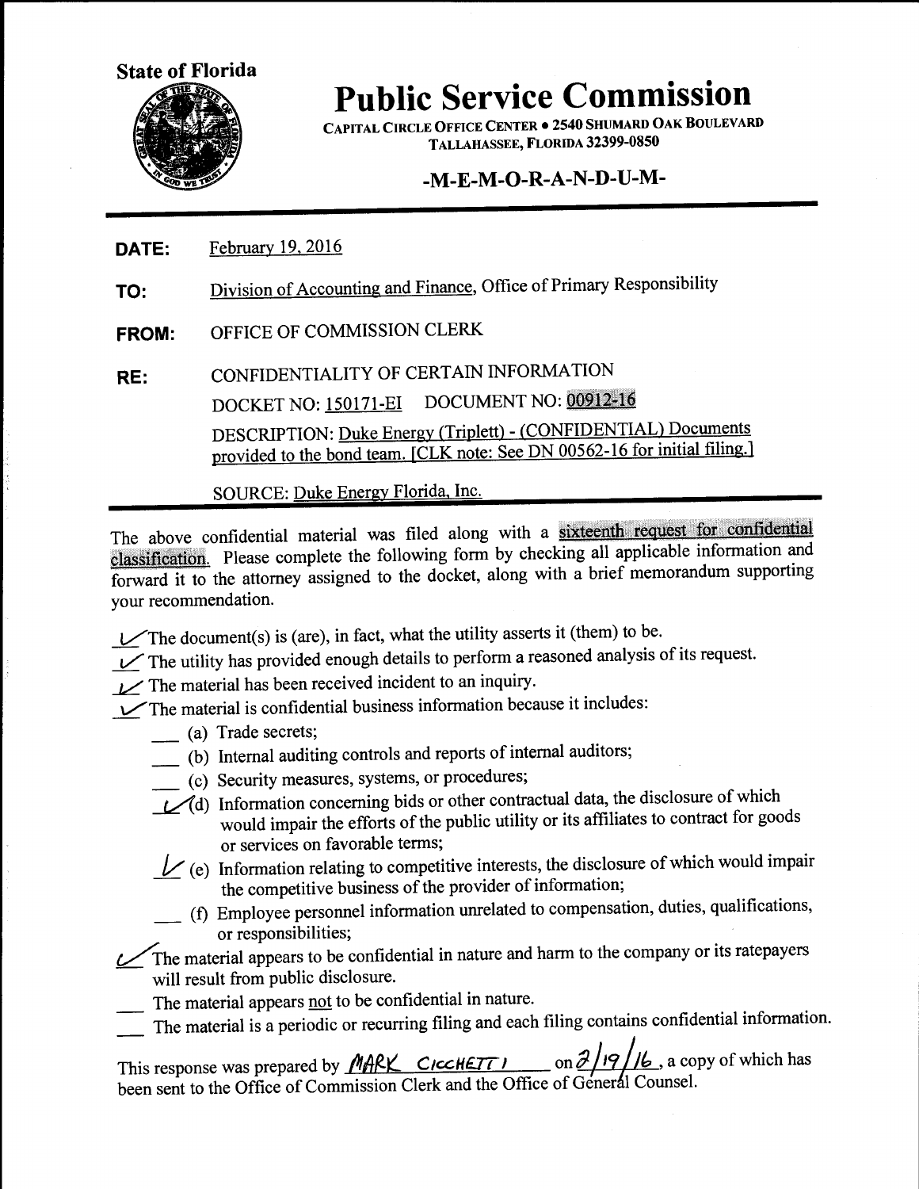State of Florida

# Public Service Commission

CAPITAL CIRCLE OFFICE CENTER • 2540 SHUMARD OAK BOULEVARD
TALLAHASSEE, FLORIDA 32399-0850

## -M-E-M-O-R-A-N-D-U-M-

**DATE:** February 19, 2016

**TO:** Division of Accounting and Finance, Office of Primary Responsibility

**FROM:** OFFICE OF COMMISSION CLERK

**RE:** CONFIDENTIALITY OF CERTAIN INFORMATION
DOCKET NO: 150171-EI DOCUMENT NO: 00912-16
DESCRIPTION: Duke Energy (Triplett) - (CONFIDENTIAL) Documents provided to the bond team. [CLK note: See DN 00562-16 for initial filing.]
SOURCE: Duke Energy Florida, Inc.

---

The above confidential material was filed along with a sixteenth request for confidential classification. Please complete the following form by checking all applicable information and forward it to the attorney assigned to the docket, along with a brief memorandum supporting your recommendation.

✓ The document(s) is (are), in fact, what the utility asserts it (them) to be.
✓ The utility has provided enough details to perform a reasoned analysis of its request.
✓ The material has been received incident to an inquiry.
✓ The material is confidential business information because it includes:

- ___ (a) Trade secrets;
- ___ (b) Internal auditing controls and reports of internal auditors;
- ___ (c) Security measures, systems, or procedures;
- ✓ (d) Information concerning bids or other contractual data, the disclosure of which would impair the efforts of the public utility or its affiliates to contract for goods or services on favorable terms;
- ✓ (e) Information relating to competitive interests, the disclosure of which would impair the competitive business of the provider of information;
- ___ (f) Employee personnel information unrelated to compensation, duties, qualifications, or responsibilities;

✓ The material appears to be confidential in nature and harm to the company or its ratepayers will result from public disclosure.
___ The material appears not to be confidential in nature.
___ The material is a periodic or recurring filing and each filing contains confidential information.

This response was prepared by MARK CICCHETTI on 2/19/16, a copy of which has been sent to the Office of Commission Clerk and the Office of General Counsel.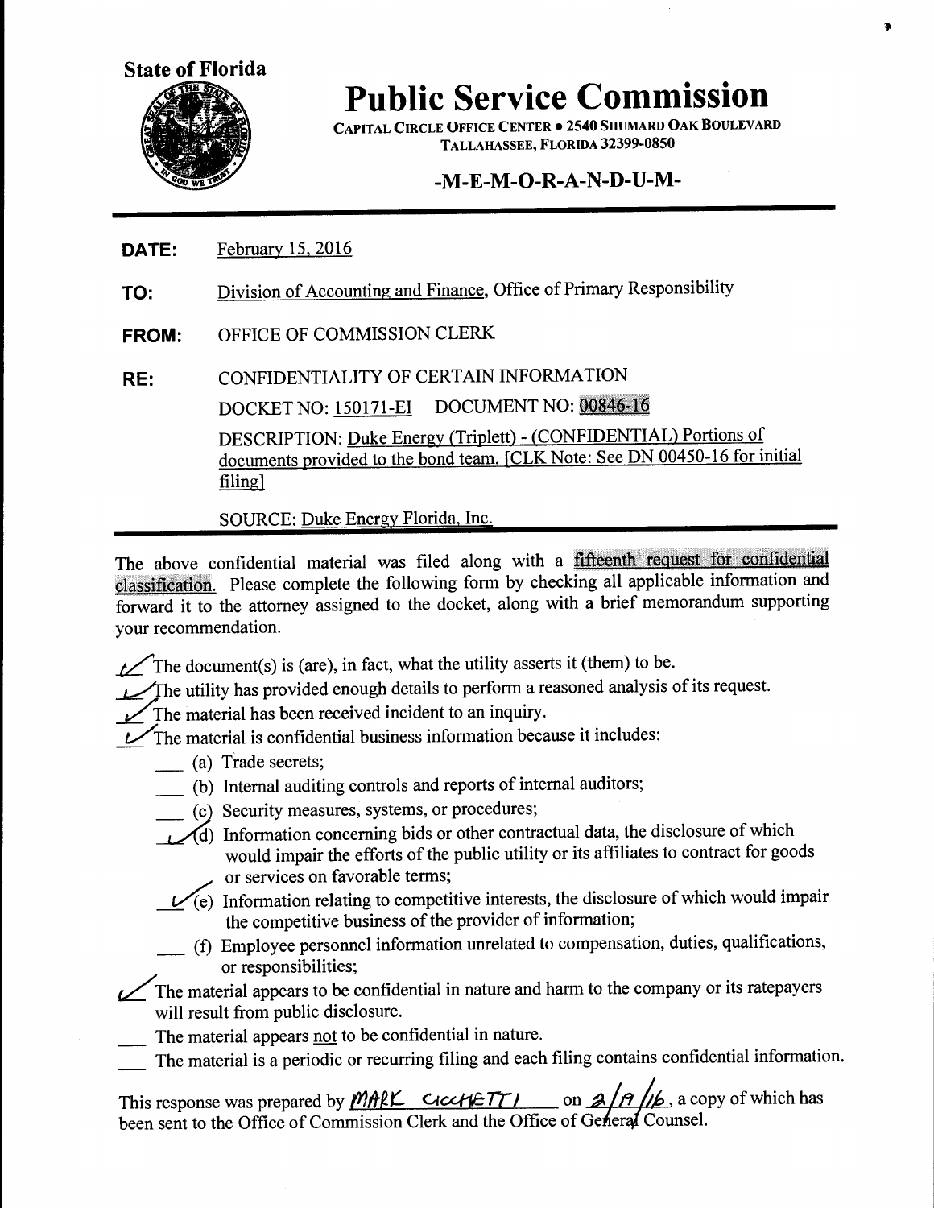State of Florida

# Public Service Commission

CAPITAL CIRCLE OFFICE CENTER • 2540 SHUMARD OAK BOULEVARD
TALLAHASSEE, FLORIDA 32399-0850

## -M-E-M-O-R-A-N-D-U-M-

**DATE:** February 15, 2016

**TO:** Division of Accounting and Finance, Office of Primary Responsibility

**FROM:** OFFICE OF COMMISSION CLERK

**RE:** CONFIDENTIALITY OF CERTAIN INFORMATION

DOCKET NO: 150171-EI DOCUMENT NO: 00846-16

DESCRIPTION: Duke Energy (Triplett) - (CONFIDENTIAL) Portions of documents provided to the bond team. [CLK Note: See DN 00450-16 for initial filing]

SOURCE: Duke Energy Florida, Inc.

---

The above confidential material was filed along with a fifteenth request for confidential classification. Please complete the following form by checking all applicable information and forward it to the attorney assigned to the docket, along with a brief memorandum supporting your recommendation.

✓ The document(s) is (are), in fact, what the utility asserts it (them) to be.

✓ The utility has provided enough details to perform a reasoned analysis of its request.

✓ The material has been received incident to an inquiry.

✓ The material is confidential business information because it includes:

- ___ (a) Trade secrets;
- ___ (b) Internal auditing controls and reports of internal auditors;
- ___ (c) Security measures, systems, or procedures;
- ✓ (d) Information concerning bids or other contractual data, the disclosure of which would impair the efforts of the public utility or its affiliates to contract for goods or services on favorable terms;
- ✓ (e) Information relating to competitive interests, the disclosure of which would impair the competitive business of the provider of information;
- ___ (f) Employee personnel information unrelated to compensation, duties, qualifications, or responsibilities;

✓ The material appears to be confidential in nature and harm to the company or its ratepayers will result from public disclosure.

___ The material appears not to be confidential in nature.

___ The material is a periodic or recurring filing and each filing contains confidential information.

This response was prepared by MARK CICCHETTI on 2/19/16, a copy of which has been sent to the Office of Commission Clerk and the Office of General Counsel.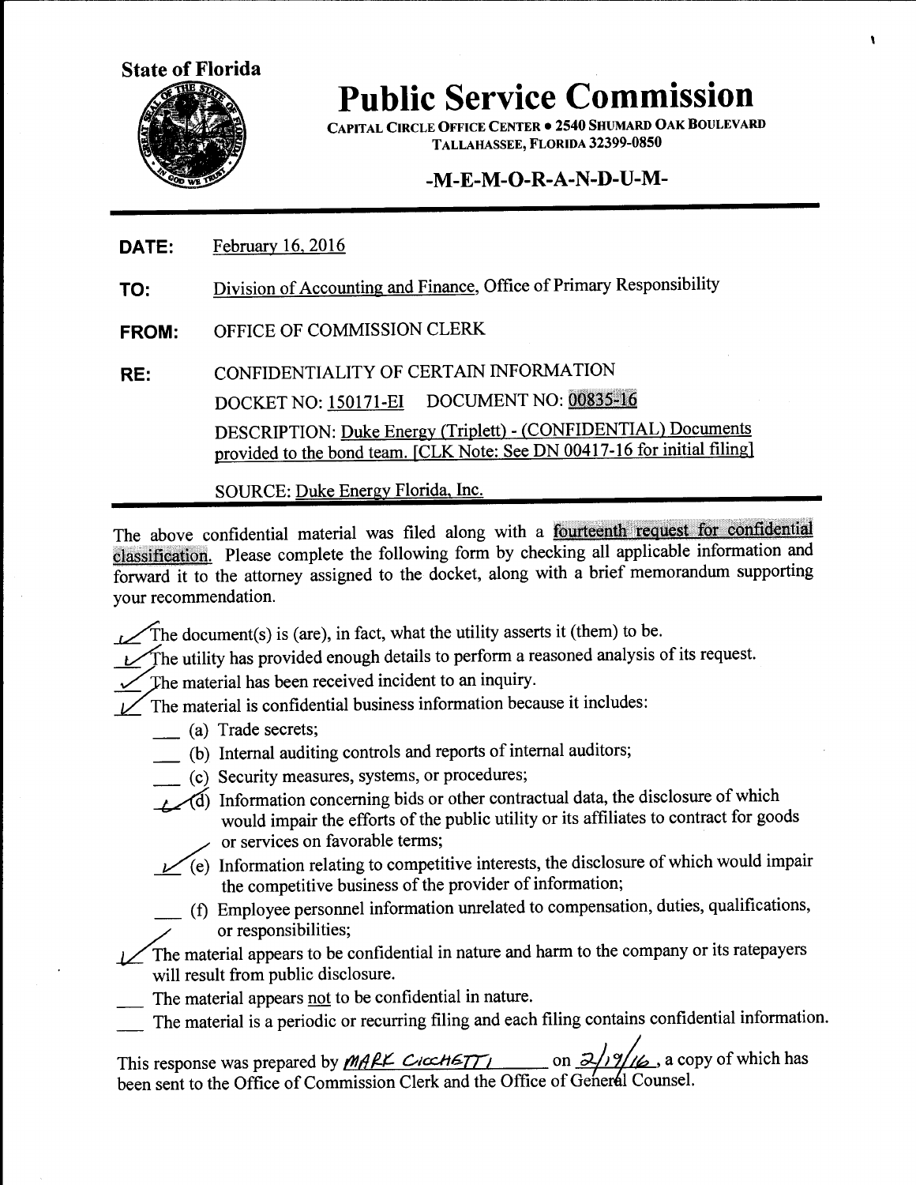**State of Florida**

# Public Service Commission

CAPITAL CIRCLE OFFICE CENTER • 2540 SHUMARD OAK BOULEVARD
TALLAHASSEE, FLORIDA 32399-0850

## -M-E-M-O-R-A-N-D-U-M-

**DATE:** February 16, 2016

**TO:** Division of Accounting and Finance, Office of Primary Responsibility

**FROM:** OFFICE OF COMMISSION CLERK

**RE:** CONFIDENTIALITY OF CERTAIN INFORMATION
DOCKET NO: 150171-EI DOCUMENT NO: 00835-16
DESCRIPTION: Duke Energy (Triplett) - (CONFIDENTIAL) Documents provided to the bond team. [CLK Note: See DN 00417-16 for initial filing]

SOURCE: Duke Energy Florida, Inc.

---

The above confidential material was filed along with a fourteenth request for confidential classification. Please complete the following form by checking all applicable information and forward it to the attorney assigned to the docket, along with a brief memorandum supporting your recommendation.

- ✓ The document(s) is (are), in fact, what the utility asserts it (them) to be.
- ✓ The utility has provided enough details to perform a reasoned analysis of its request.
- ✓ The material has been received incident to an inquiry.
- ✓ The material is confidential business information because it includes:
  - ___ (a) Trade secrets;
  - ___ (b) Internal auditing controls and reports of internal auditors;
  - ___ (c) Security measures, systems, or procedures;
  - ✓ (d) Information concerning bids or other contractual data, the disclosure of which would impair the efforts of the public utility or its affiliates to contract for goods or services on favorable terms;
  - ✓ (e) Information relating to competitive interests, the disclosure of which would impair the competitive business of the provider of information;
  - ___ (f) Employee personnel information unrelated to compensation, duties, qualifications, or responsibilities;
- ✓ The material appears to be confidential in nature and harm to the company or its ratepayers will result from public disclosure.
- ___ The material appears not to be confidential in nature.
- ___ The material is a periodic or recurring filing and each filing contains confidential information.

This response was prepared by *MARK CICCHETTI* on *2/19/16*, a copy of which has been sent to the Office of Commission Clerk and the Office of General Counsel.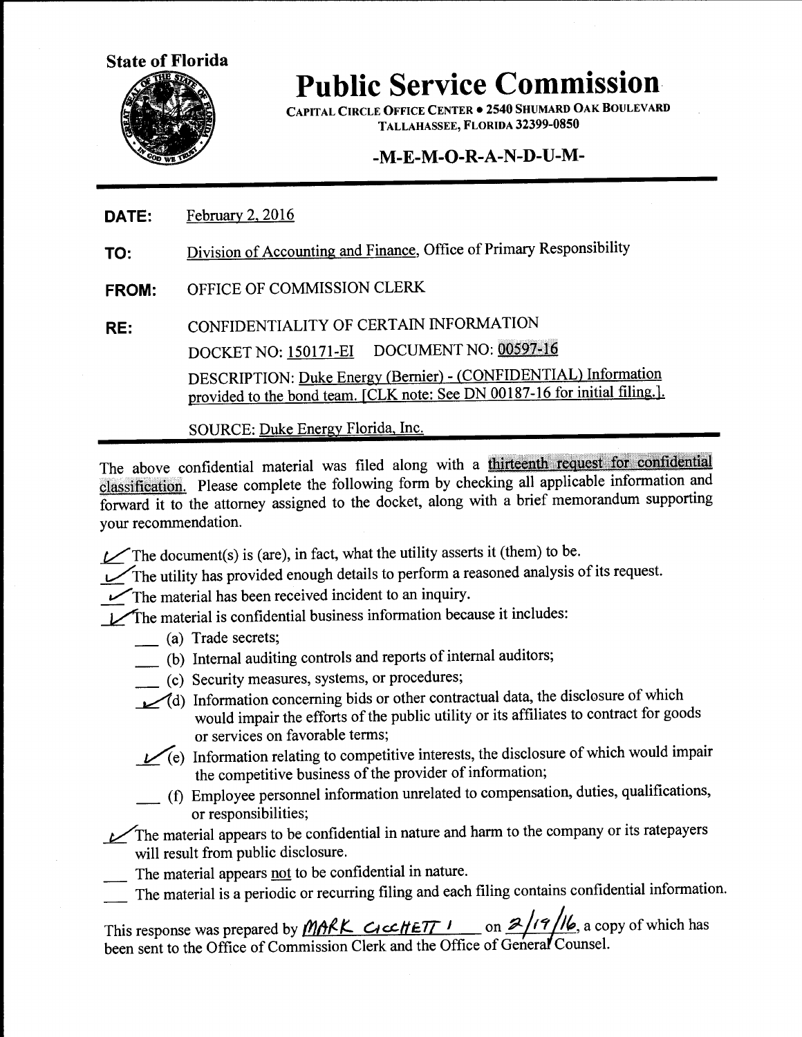**State of Florida**

# Public Service Commission

CAPITAL CIRCLE OFFICE CENTER • 2540 SHUMARD OAK BOULEVARD
TALLAHASSEE, FLORIDA 32399-0850

## -M-E-M-O-R-A-N-D-U-M-

**DATE:** February 2, 2016

**TO:** Division of Accounting and Finance, Office of Primary Responsibility

**FROM:** OFFICE OF COMMISSION CLERK

**RE:** CONFIDENTIALITY OF CERTAIN INFORMATION

DOCKET NO: 150171-EI DOCUMENT NO: 00597-16

DESCRIPTION: Duke Energy (Bernier) - (CONFIDENTIAL) Information provided to the bond team. [CLK note: See DN 00187-16 for initial filing.].

SOURCE: Duke Energy Florida, Inc.

---

The above confidential material was filed along with a thirteenth request for confidential classification. Please complete the following form by checking all applicable information and forward it to the attorney assigned to the docket, along with a brief memorandum supporting your recommendation.

✓ The document(s) is (are), in fact, what the utility asserts it (them) to be.

✓ The utility has provided enough details to perform a reasoned analysis of its request.

✓ The material has been received incident to an inquiry.

✓ The material is confidential business information because it includes:

- ___ (a) Trade secrets;
- ___ (b) Internal auditing controls and reports of internal auditors;
- ___ (c) Security measures, systems, or procedures;
- ✓ (d) Information concerning bids or other contractual data, the disclosure of which would impair the efforts of the public utility or its affiliates to contract for goods or services on favorable terms;
- ✓ (e) Information relating to competitive interests, the disclosure of which would impair the competitive business of the provider of information;
- ___ (f) Employee personnel information unrelated to compensation, duties, qualifications, or responsibilities;

✓ The material appears to be confidential in nature and harm to the company or its ratepayers will result from public disclosure.

___ The material appears not to be confidential in nature.

___ The material is a periodic or recurring filing and each filing contains confidential information.

This response was prepared by *MARK CICCHETTI* on *2/19/16*, a copy of which has been sent to the Office of Commission Clerk and the Office of General Counsel.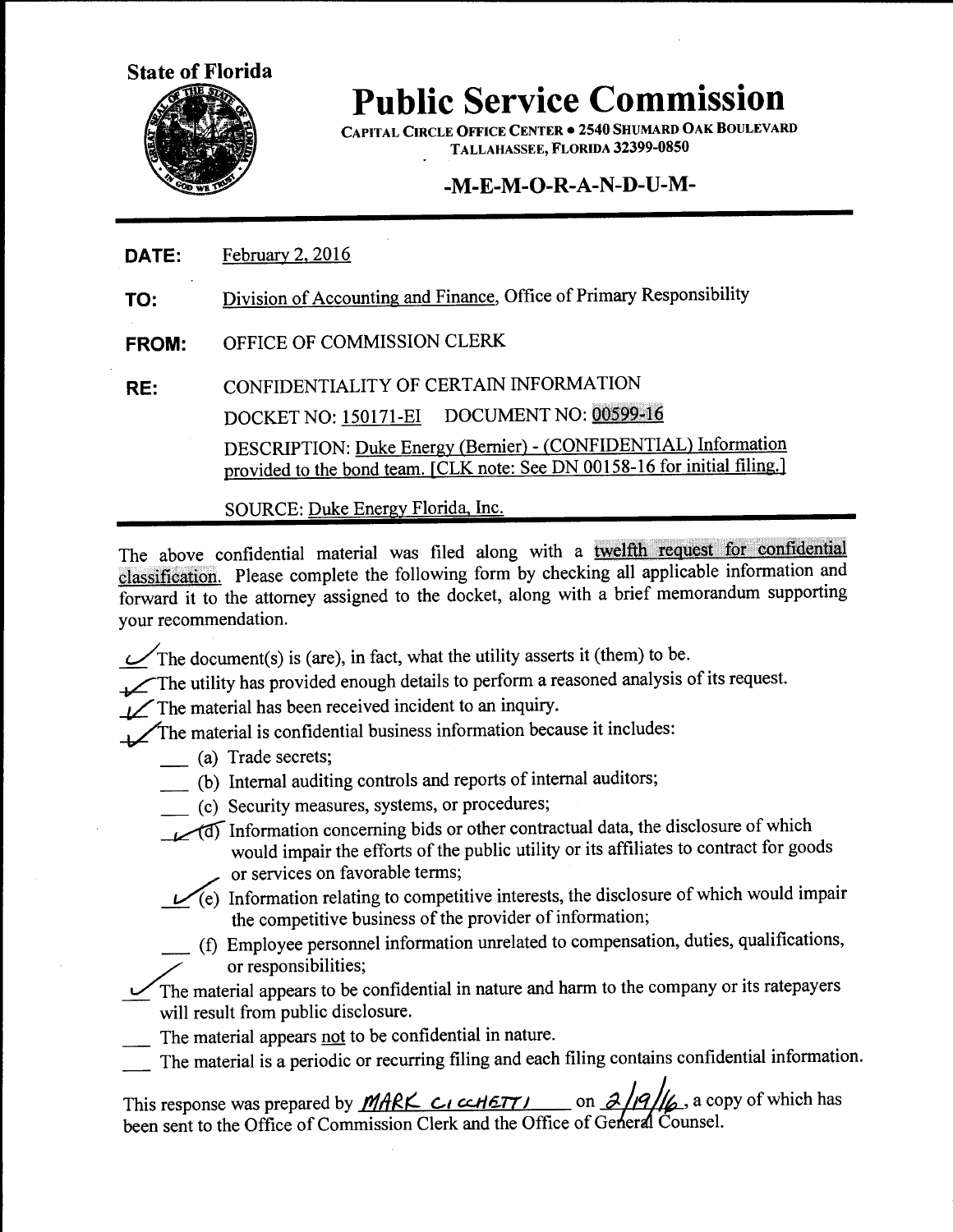**State of Florida**

# Public Service Commission

CAPITAL CIRCLE OFFICE CENTER • 2540 SHUMARD OAK BOULEVARD
TALLAHASSEE, FLORIDA 32399-0850

## -M-E-M-O-R-A-N-D-U-M-

**DATE:** February 2, 2016

**TO:** Division of Accounting and Finance, Office of Primary Responsibility

**FROM:** OFFICE OF COMMISSION CLERK

**RE:** CONFIDENTIALITY OF CERTAIN INFORMATION

DOCKET NO: 150171-EI DOCUMENT NO: 00599-16

DESCRIPTION: Duke Energy (Bernier) - (CONFIDENTIAL) Information provided to the bond team. [CLK note: See DN 00158-16 for initial filing.]

SOURCE: Duke Energy Florida, Inc.

---

The above confidential material was filed along with a twelfth request for confidential classification. Please complete the following form by checking all applicable information and forward it to the attorney assigned to the docket, along with a brief memorandum supporting your recommendation.

✓ The document(s) is (are), in fact, what the utility asserts it (them) to be.

✓ The utility has provided enough details to perform a reasoned analysis of its request.

✓ The material has been received incident to an inquiry.

✓ The material is confidential business information because it includes:

- ___ (a) Trade secrets;
- ___ (b) Internal auditing controls and reports of internal auditors;
- ___ (c) Security measures, systems, or procedures;
- ✓ (d) Information concerning bids or other contractual data, the disclosure of which would impair the efforts of the public utility or its affiliates to contract for goods or services on favorable terms;
- ✓ (e) Information relating to competitive interests, the disclosure of which would impair the competitive business of the provider of information;
- ___ (f) Employee personnel information unrelated to compensation, duties, qualifications, or responsibilities;

✓ The material appears to be confidential in nature and harm to the company or its ratepayers will result from public disclosure.

___ The material appears not to be confidential in nature.

___ The material is a periodic or recurring filing and each filing contains confidential information.

This response was prepared by MARK CICCHETTI on 2/19/16, a copy of which has been sent to the Office of Commission Clerk and the Office of General Counsel.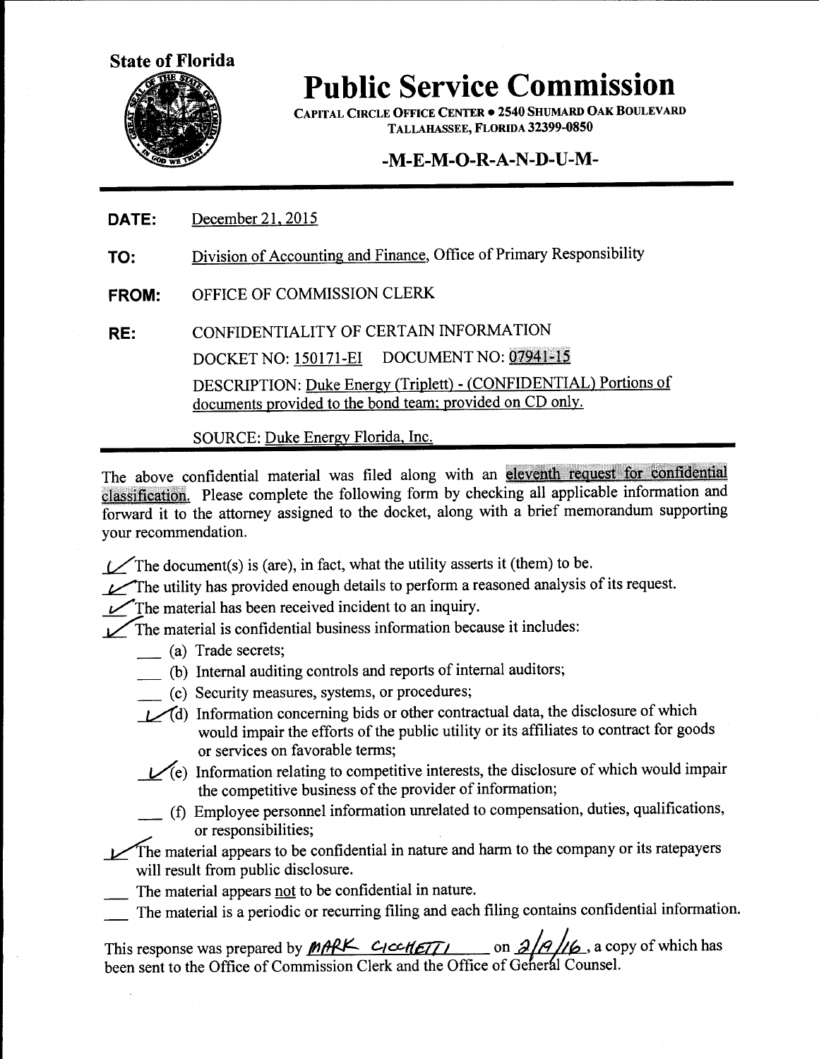State of Florida

# Public Service Commission

CAPITAL CIRCLE OFFICE CENTER • 2540 SHUMARD OAK BOULEVARD
TALLAHASSEE, FLORIDA 32399-0850

## -M-E-M-O-R-A-N-D-U-M-

**DATE:** December 21, 2015

**TO:** Division of Accounting and Finance, Office of Primary Responsibility

**FROM:** OFFICE OF COMMISSION CLERK

**RE:** CONFIDENTIALITY OF CERTAIN INFORMATION

DOCKET NO: 150171-EI DOCUMENT NO: 07941-15

DESCRIPTION: Duke Energy (Triplett) - (CONFIDENTIAL) Portions of documents provided to the bond team; provided on CD only.

SOURCE: Duke Energy Florida, Inc.

---

The above confidential material was filed along with an eleventh request for confidential classification. Please complete the following form by checking all applicable information and forward it to the attorney assigned to the docket, along with a brief memorandum supporting your recommendation.

✓ The document(s) is (are), in fact, what the utility asserts it (them) to be.

✓ The utility has provided enough details to perform a reasoned analysis of its request.

✓ The material has been received incident to an inquiry.

✓ The material is confidential business information because it includes:

- ___ (a) Trade secrets;
- ___ (b) Internal auditing controls and reports of internal auditors;
- ___ (c) Security measures, systems, or procedures;
- ✓ (d) Information concerning bids or other contractual data, the disclosure of which would impair the efforts of the public utility or its affiliates to contract for goods or services on favorable terms;
- ✓ (e) Information relating to competitive interests, the disclosure of which would impair the competitive business of the provider of information;
- ___ (f) Employee personnel information unrelated to compensation, duties, qualifications, or responsibilities;

✓ The material appears to be confidential in nature and harm to the company or its ratepayers will result from public disclosure.

___ The material appears not to be confidential in nature.

___ The material is a periodic or recurring filing and each filing contains confidential information.

This response was prepared by MARK CICCHETTI on 2/19/16, a copy of which has been sent to the Office of Commission Clerk and the Office of General Counsel.